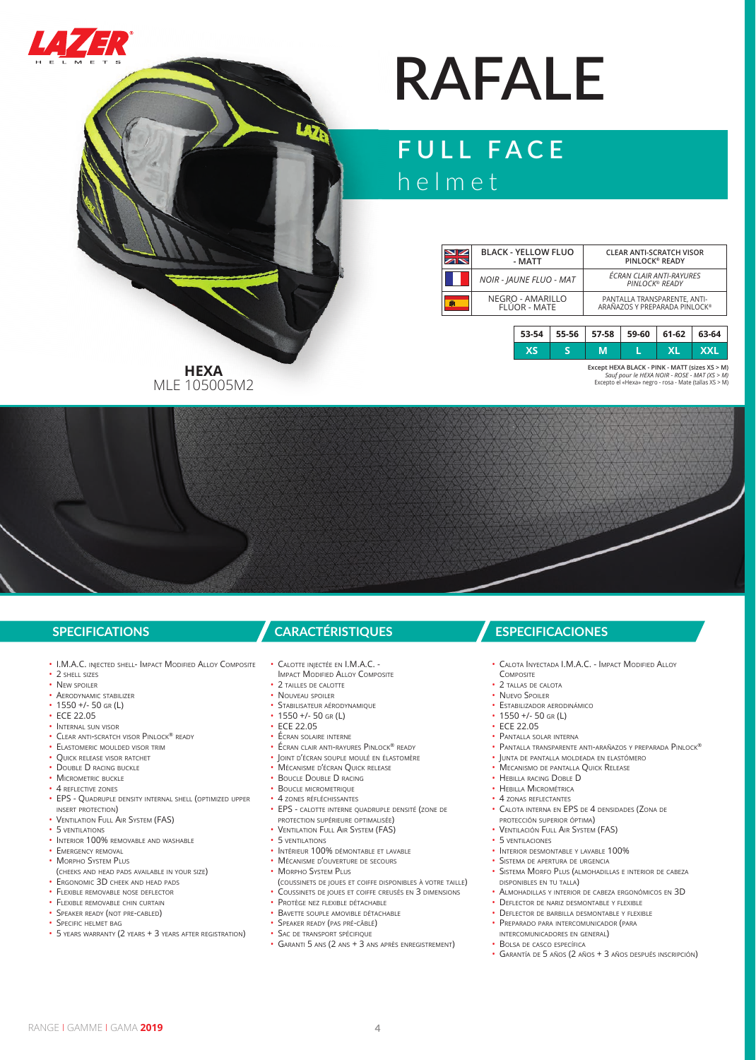# RAFALE

## FULL FACE helmet

| | | |
|---|---|---|
| EN | BLACK - YELLOW FLUO - MATT | CLEAR ANTI-SCRATCH VISOR PINLOCK® READY |
| FR | *NOIR - JAUNE FLUO - MAT* | *ÉCRAN CLAIR ANTI-RAYURES PINLOCK® READY* |
| ES | NEGRO - AMARILLO FLÚOR - MATE | PANTALLA TRANSPARENTE, ANTI-ARAÑAZOS Y PREPARADA PINLOCK® |

| 53-54 | 55-56 | 57-58 | 59-60 | 61-62 | 63-64 |
|---|---|---|---|---|---|
| XS | S | M | L | XL | XXL |

**Except HEXA BLACK - PINK - MATT (sizes XS > M)**
*Sauf pour le HEXA NOIR - ROSE - MAT (XS > M)*
Excepto el «Hexa» negro - rosa - Mate (tallas XS > M)

**HEXA**
MLE 105005M2

## SPECIFICATIONS

- I.M.A.C. injected shell- Impact Modified Alloy Composite
- 2 shell sizes
- New spoiler
- Aerodynamic stabilizer
- 1550 +/- 50 gr (L)
- ECE 22.05
- Internal sun visor
- Clear anti-scratch visor Pinlock® ready
- Elastomeric moulded visor trim
- Quick release visor ratchet
- Double D racing buckle
- Micrometric buckle
- 4 reflective zones
- EPS - Quadruple density internal shell (optimized upper insert protection)
- Ventilation Full Air System (FAS)
- 5 ventilations
- Interior 100% removable and washable
- Emergency removal
- Morpho System Plus (cheeks and head pads available in your size)
- Ergonomic 3D cheek and head pads
- Flexible removable nose deflector
- Flexible removable chin curtain
- Speaker ready (not pre-cabled)
- Specific helmet bag
- 5 years warranty (2 years + 3 years after registration)

## CARACTÉRISTIQUES

- Calotte injectée en I.M.A.C. - Impact Modified Alloy Composite
- 2 tailles de calotte
- Nouveau spoiler
- Stabilisateur aérodynamique
- 1550 +/- 50 gr (L)
- ECE 22.05
- Écran solaire interne
- Écran clair anti-rayures Pinlock® ready
- Joint d'écran souple moulé en élastomère
- Mécanisme d'écran Quick release
- Boucle Double D racing
- Boucle micrométrique
- 4 zones réfléchissantes
- EPS - calotte interne quadruple densité (zone de protection supérieure optimalisée)
- Ventilation Full Air System (FAS)
- 5 ventilations
- Intérieur 100% démontable et lavable
- Mécanisme d'ouverture de secours
- Morpho System Plus (coussinets de joues et coiffe disponibles à votre taille)
- Coussinets de joues et coiffe creusés en 3 dimensions
- Protège nez flexible détachable
- Bavette souple amovible détachable
- Speaker ready (pas pré-câblé)
- Sac de transport spécifique
- Garanti 5 ans (2 ans + 3 ans après enregistrement)

## ESPECIFICACIONES

- Calota Inyectada I.M.A.C. - Impact Modified Alloy Composite
- 2 tallas de calota
- Nuevo Spoiler
- Estabilizador aerodinámico
- 1550 +/- 50 gr (L)
- ECE 22.05
- Pantalla solar interna
- Pantalla transparente anti-arañazos y preparada Pinlock®
- Junta de pantalla moldeada en elastómero
- Mecanismo de pantalla Quick Release
- Hebilla racing Doble D
- Hebilla Micrométrica
- 4 zonas reflectantes
- Calota interna en EPS de 4 densidades (Zona de protección superior óptima)
- Ventilación Full Air System (FAS)
- 5 ventilaciones
- Interior desmontable y lavable 100%
- Sistema de apertura de urgencia
- Sistema Morfo Plus (almohadillas e interior de cabeza disponibles en tu talla)
- Almohadillas y interior de cabeza ergonómicos en 3D
- Deflector de nariz desmontable y flexible
- Deflector de barbilla desmontable y flexible
- Preparado para intercomunicador (para intercomunicadores en general)
- Bolsa de casco específica
- Garantía de 5 años (2 años + 3 años después inscripción)